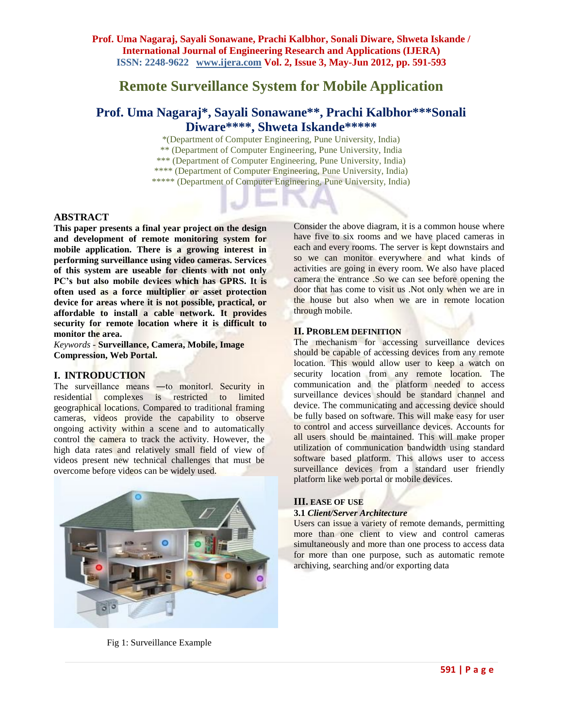# Remote Surveillance System for Mobile Application

## Prof. Uma Nagaraj*, Sayali Sonawane**, Prachi Kalbhor***Sonali Diware****, Shweta Iskande*****

*(Department of Computer Engineering, Pune University, India)
** (Department of Computer Engineering, Pune University, India
*** (Department of Computer Engineering, Pune University, India)
**** (Department of Computer Engineering, Pune University, India)
***** (Department of Computer Engineering, Pune University, India)

## ABSTRACT

**This paper presents a final year project on the design and development of remote monitoring system for mobile application. There is a growing interest in performing surveillance using video cameras. Services of this system are useable for clients with not only PC's but also mobile devices which has GPRS. It is often used as a force multiplier or asset protection device for areas where it is not possible, practical, or affordable to install a cable network. It provides security for remote location where it is difficult to monitor the area.**

*Keywords* - **Surveillance, Camera, Mobile, Image Compression, Web Portal.**

## I. INTRODUCTION

The surveillance means ―to monitor‖. Security in residential complexes is restricted to limited geographical locations. Compared to traditional framing cameras, videos provide the capability to observe ongoing activity within a scene and to automatically control the camera to track the activity. However, the high data rates and relatively small field of view of videos present new technical challenges that must be overcome before videos can be widely used.

Fig 1: Surveillance Example

Consider the above diagram, it is a common house where have five to six rooms and we have placed cameras in each and every rooms. The server is kept downstairs and so we can monitor everywhere and what kinds of activities are going in every room. We also have placed camera the entrance .So we can see before opening the door that has come to visit us .Not only when we are in the house but also when we are in remote location through mobile.

## II. PROBLEM DEFINITION

The mechanism for accessing surveillance devices should be capable of accessing devices from any remote location. This would allow user to keep a watch on security location from any remote location. The communication and the platform needed to access surveillance devices should be standard channel and device. The communicating and accessing device should be fully based on software. This will make easy for user to control and access surveillance devices. Accounts for all users should be maintained. This will make proper utilization of communication bandwidth using standard software based platform. This allows user to access surveillance devices from a standard user friendly platform like web portal or mobile devices.

## III. EASE OF USE

### 3.1 *Client/Server Architecture*

Users can issue a variety of remote demands, permitting more than one client to view and control cameras simultaneously and more than one process to access data for more than one purpose, such as automatic remote archiving, searching and/or exporting data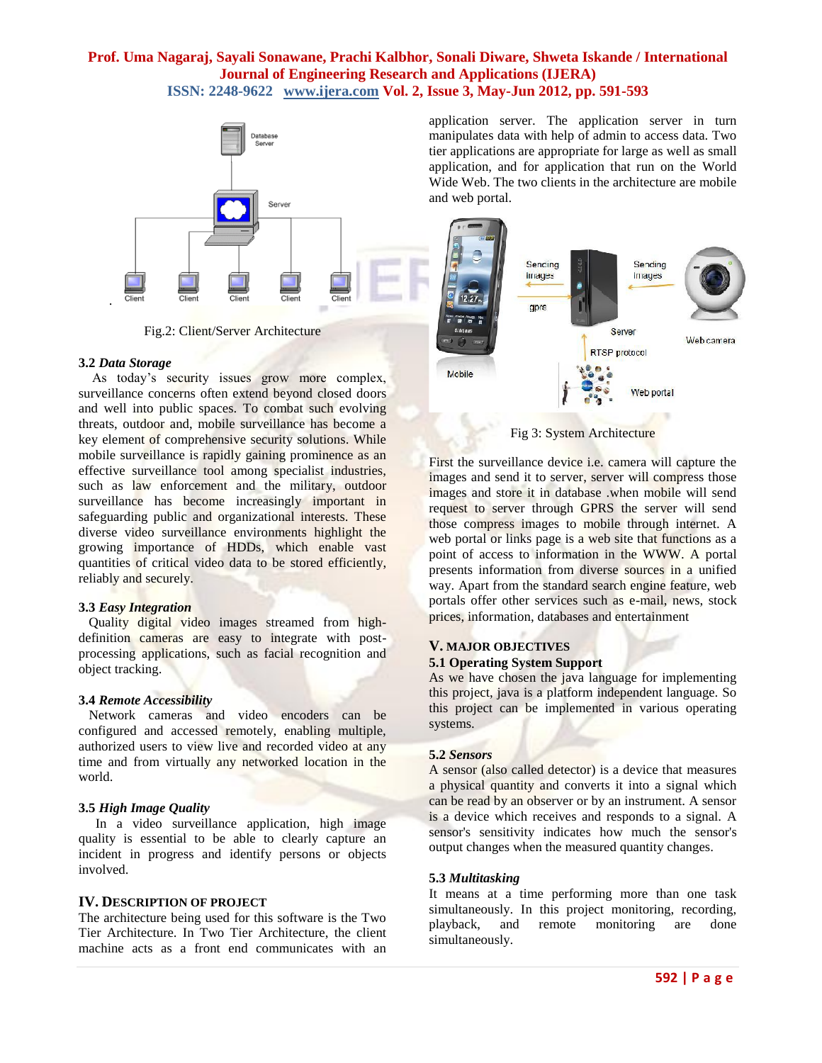Fig.2: Client/Server Architecture

### 3.2 *Data Storage*

As today's security issues grow more complex, surveillance concerns often extend beyond closed doors and well into public spaces. To combat such evolving threats, outdoor and, mobile surveillance has become a key element of comprehensive security solutions. While mobile surveillance is rapidly gaining prominence as an effective surveillance tool among specialist industries, such as law enforcement and the military, outdoor surveillance has become increasingly important in safeguarding public and organizational interests. These diverse video surveillance environments highlight the growing importance of HDDs, which enable vast quantities of critical video data to be stored efficiently, reliably and securely.

### 3.3 *Easy Integration*

Quality digital video images streamed from high-definition cameras are easy to integrate with post-processing applications, such as facial recognition and object tracking.

### 3.4 *Remote Accessibility*

Network cameras and video encoders can be configured and accessed remotely, enabling multiple, authorized users to view live and recorded video at any time and from virtually any networked location in the world.

### 3.5 *High Image Quality*

In a video surveillance application, high image quality is essential to be able to clearly capture an incident in progress and identify persons or objects involved.

## IV. DESCRIPTION OF PROJECT

The architecture being used for this software is the Two Tier Architecture. In Two Tier Architecture, the client machine acts as a front end communicates with an application server. The application server in turn manipulates data with help of admin to access data. Two tier applications are appropriate for large as well as small application, and for application that run on the World Wide Web. The two clients in the architecture are mobile and web portal.

Fig 3: System Architecture

First the surveillance device i.e. camera will capture the images and send it to server, server will compress those images and store it in database .when mobile will send request to server through GPRS the server will send those compress images to mobile through internet. A web portal or links page is a web site that functions as a point of access to information in the WWW. A portal presents information from diverse sources in a unified way. Apart from the standard search engine feature, web portals offer other services such as e-mail, news, stock prices, information, databases and entertainment

## V. MAJOR OBJECTIVES

### 5.1 Operating System Support

As we have chosen the java language for implementing this project, java is a platform independent language. So this project can be implemented in various operating systems.

### 5.2 *Sensors*

A sensor (also called detector) is a device that measures a physical quantity and converts it into a signal which can be read by an observer or by an instrument. A sensor is a device which receives and responds to a signal. A sensor's sensitivity indicates how much the sensor's output changes when the measured quantity changes.

### 5.3 *Multitasking*

It means at a time performing more than one task simultaneously. In this project monitoring, recording, playback, and remote monitoring are done simultaneously.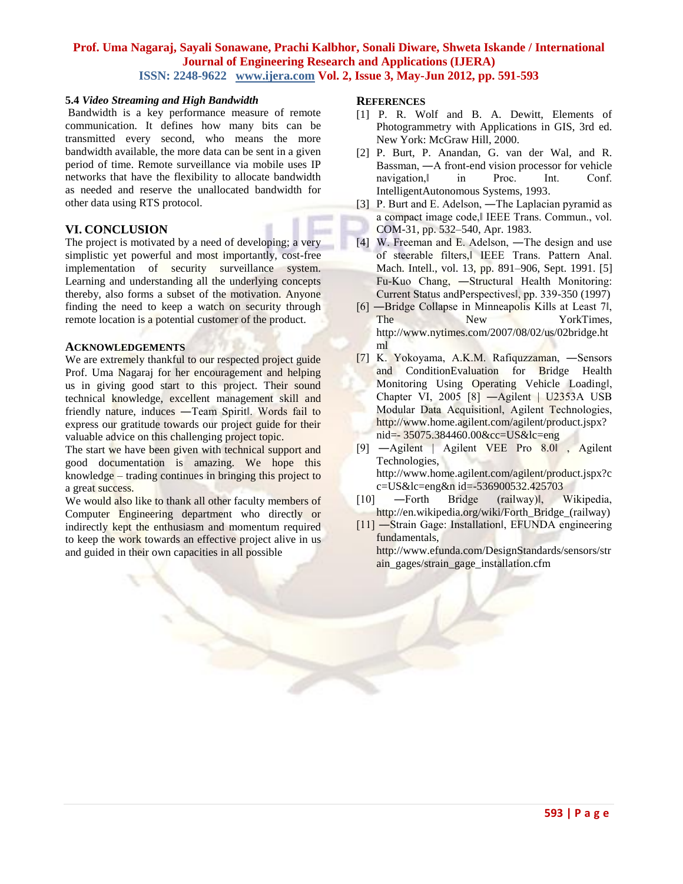### 5.4 *Video Streaming and High Bandwidth*

Bandwidth is a key performance measure of remote communication. It defines how many bits can be transmitted every second, who means the more bandwidth available, the more data can be sent in a given period of time. Remote surveillance via mobile uses IP networks that have the flexibility to allocate bandwidth as needed and reserve the unallocated bandwidth for other data using RTS protocol.

## VI. CONCLUSION

The project is motivated by a need of developing; a very simplistic yet powerful and most importantly, cost-free implementation of security surveillance system. Learning and understanding all the underlying concepts thereby, also forms a subset of the motivation. Anyone finding the need to keep a watch on security through remote location is a potential customer of the product.

## ACKNOWLEDGEMENTS

We are extremely thankful to our respected project guide Prof. Uma Nagaraj for her encouragement and helping us in giving good start to this project. Their sound technical knowledge, excellent management skill and friendly nature, induces ―Team Spirit‖. Words fail to express our gratitude towards our project guide for their valuable advice on this challenging project topic.

The start we have been given with technical support and good documentation is amazing. We hope this knowledge – trading continues in bringing this project to a great success.

We would also like to thank all other faculty members of Computer Engineering department who directly or indirectly kept the enthusiasm and momentum required to keep the work towards an effective project alive in us and guided in their own capacities in all possible

## REFERENCES

[1] P. R. Wolf and B. A. Dewitt, Elements of Photogrammetry with Applications in GIS, 3rd ed. New York: McGraw Hill, 2000.

[2] P. Burt, P. Anandan, G. van der Wal, and R. Bassman, ―A front-end vision processor for vehicle navigation,‖ in Proc. Int. Conf. IntelligentAutonomous Systems, 1993.

[3] P. Burt and E. Adelson, ―The Laplacian pyramid as a compact image code,‖ IEEE Trans. Commun., vol. COM-31, pp. 532–540, Apr. 1983.

[4] W. Freeman and E. Adelson, ―The design and use of steerable filters,‖ IEEE Trans. Pattern Anal. Mach. Intell., vol. 13, pp. 891–906, Sept. 1991. [5] Fu-Kuo Chang, ―Structural Health Monitoring: Current Status andPerspectives‖, pp. 339-350 (1997)

[6] ―Bridge Collapse in Minneapolis Kills at Least 7‖, The New YorkTimes, http://www.nytimes.com/2007/08/02/us/02bridge.html

[7] K. Yokoyama, A.K.M. Rafiquzzaman, ―Sensors and ConditionEvaluation for Bridge Health Monitoring Using Operating Vehicle Loading‖, Chapter VI, 2005 [8] ―Agilent | U2353A USB Modular Data Acquisition‖, Agilent Technologies, http://www.home.agilent.com/agilent/product.jspx?nid=- 35075.384460.00&cc=US&lc=eng

[9] ―Agilent | Agilent VEE Pro 8.0‖ , Agilent Technologies, http://www.home.agilent.com/agilent/product.jspx?cc=US&lc=eng&n id=-536900532.425703

[10] ―Forth Bridge (railway)‖, Wikipedia, http://en.wikipedia.org/wiki/Forth_Bridge_(railway)

[11] ―Strain Gage: Installation‖, EFUNDA engineering fundamentals, http://www.efunda.com/DesignStandards/sensors/strain_gages/strain_gage_installation.cfm